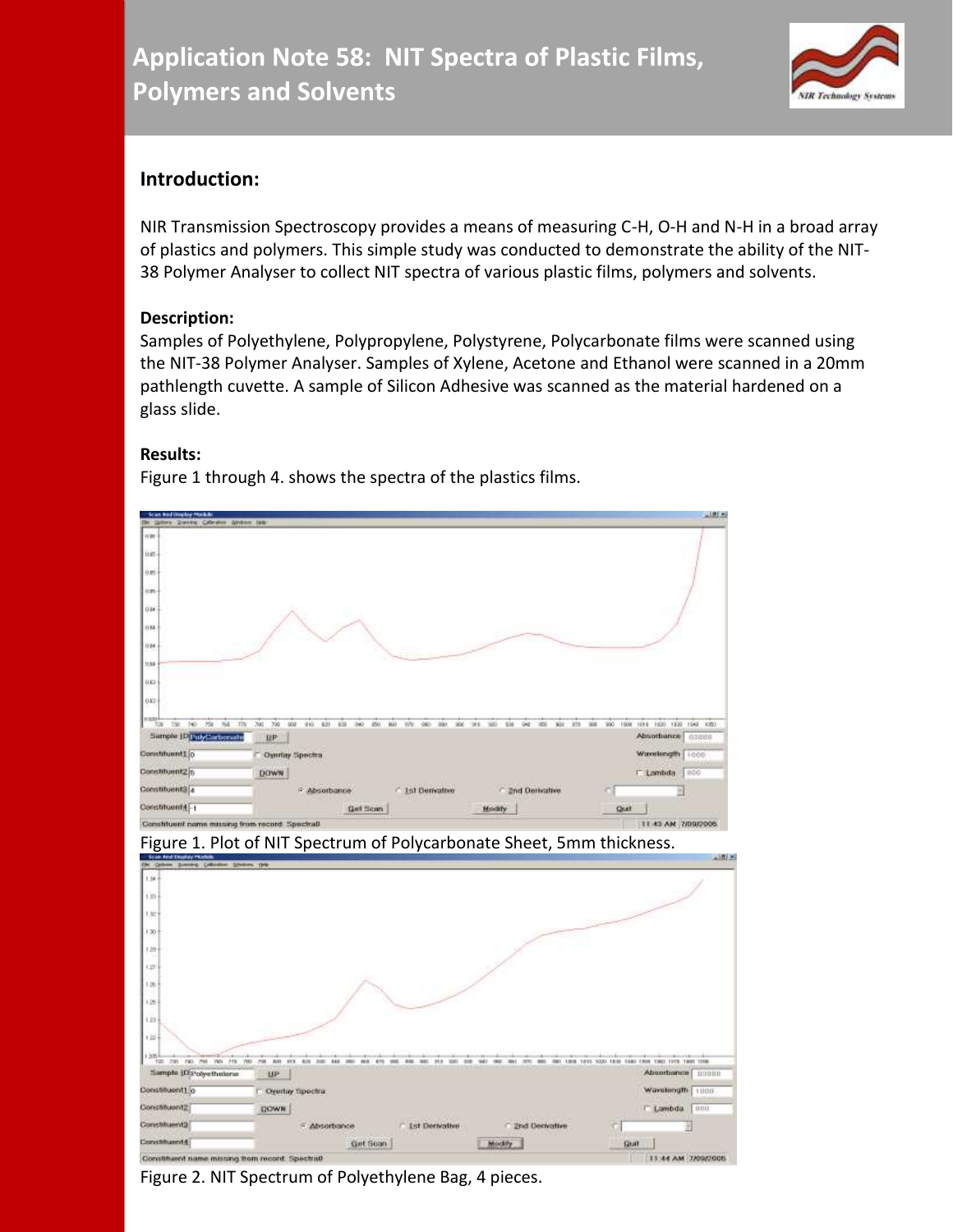# Application Note 58: NIT Spectra of Plastic Films, Polymers and Solvents

## Introduction:

NIR Transmission Spectroscopy provides a means of measuring C-H, O-H and N-H in a broad array of plastics and polymers. This simple study was conducted to demonstrate the ability of the NIT-38 Polymer Analyser to collect NIT spectra of various plastic films, polymers and solvents.

### Description:

Samples of Polyethylene, Polypropylene, Polystyrene, Polycarbonate films were scanned using the NIT-38 Polymer Analyser. Samples of Xylene, Acetone and Ethanol were scanned in a 20mm pathlength cuvette. A sample of Silicon Adhesive was scanned as the material hardened on a glass slide.

### Results:

Figure 1 through 4. shows the spectra of the plastics films.

Figure 1. Plot of NIT Spectrum of Polycarbonate Sheet, 5mm thickness.

Figure 2. NIT Spectrum of Polyethylene Bag, 4 pieces.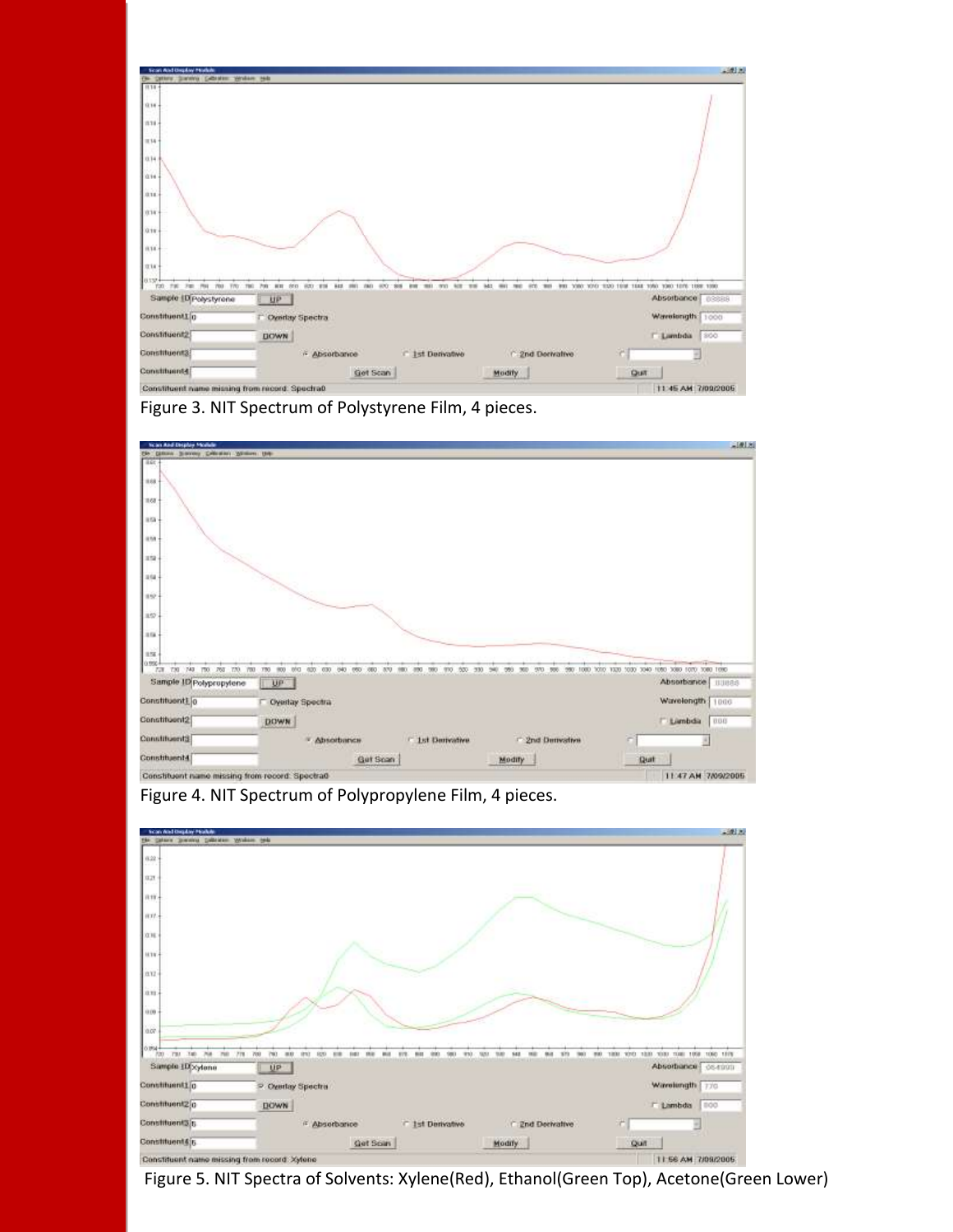Figure 3. NIT Spectrum of Polystyrene Film, 4 pieces.

Figure 4. NIT Spectrum of Polypropylene Film, 4 pieces.

Figure 5. NIT Spectra of Solvents: Xylene(Red), Ethanol(Green Top), Acetone(Green Lower)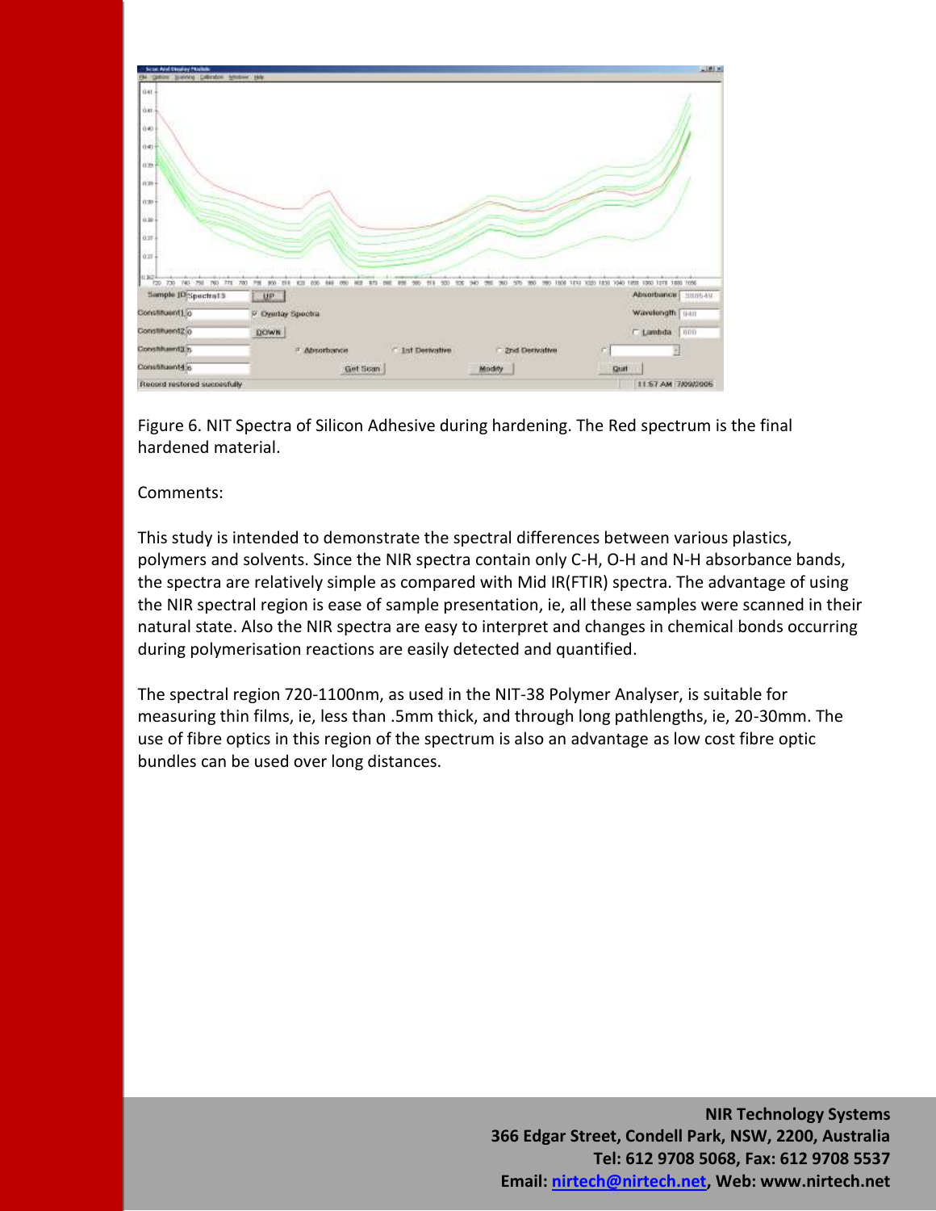Figure 6. NIT Spectra of Silicon Adhesive during hardening. The Red spectrum is the final hardened material.

Comments:

This study is intended to demonstrate the spectral differences between various plastics, polymers and solvents. Since the NIR spectra contain only C-H, O-H and N-H absorbance bands, the spectra are relatively simple as compared with Mid IR(FTIR) spectra. The advantage of using the NIR spectral region is ease of sample presentation, ie, all these samples were scanned in their natural state. Also the NIR spectra are easy to interpret and changes in chemical bonds occurring during polymerisation reactions are easily detected and quantified.

The spectral region 720-1100nm, as used in the NIT-38 Polymer Analyser, is suitable for measuring thin films, ie, less than .5mm thick, and through long pathlengths, ie, 20-30mm. The use of fibre optics in this region of the spectrum is also an advantage as low cost fibre optic bundles can be used over long distances.

**NIR Technology Systems**
**366 Edgar Street, Condell Park, NSW, 2200, Australia**
**Tel: 612 9708 5068, Fax: 612 9708 5537**
**Email: nirtech@nirtech.net, Web: www.nirtech.net**